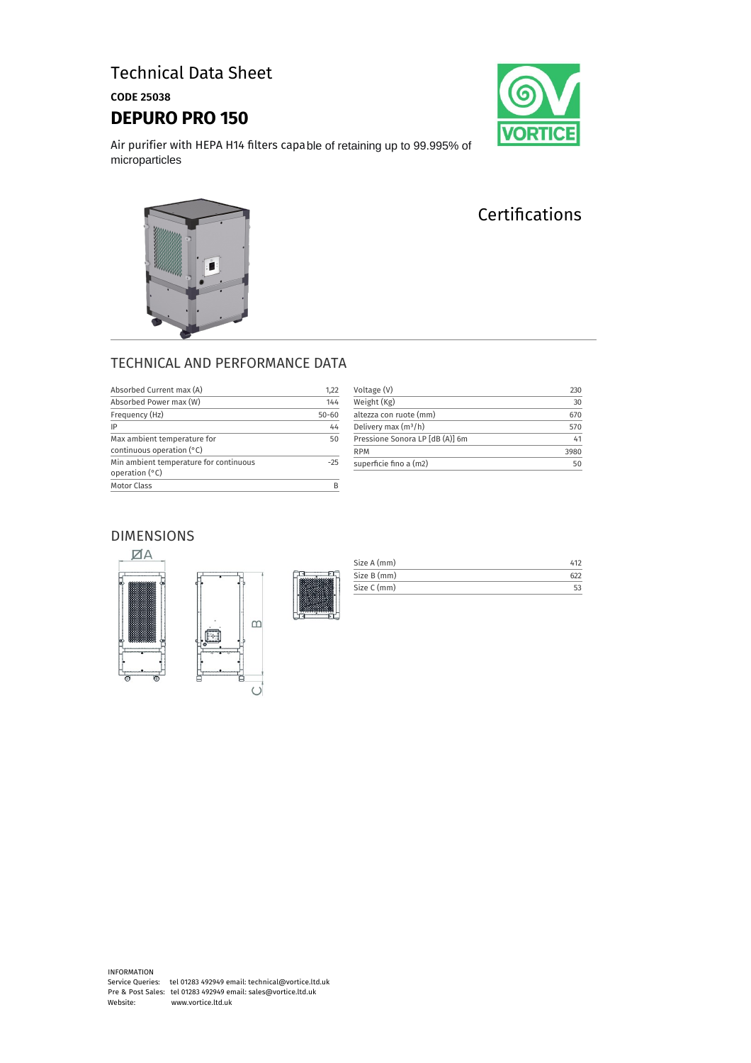# Technical Data Sheet

**CODE 25038**

## DEPURO PRO 150

Air purifier with HEPA H14 filters capable of retaining up to 99.995% of microparticles

## Certifications

## TECHNICAL AND PERFORMANCE DATA

| | |
|---|---|
| Absorbed Current max (A) | 1,22 |
| Absorbed Power max (W) | 144 |
| Frequency (Hz) | 50-60 |
| IP | 44 |
| Max ambient temperature for continuous operation (°C) | 50 |
| Min ambient temperature for continuous operation (°C) | -25 |
| Motor Class | B |

| | |
|---|---|
| Voltage (V) | 230 |
| Weight (Kg) | 30 |
| altezza con ruote (mm) | 670 |
| Delivery max ($m^3$/h) | 570 |
| Pressione Sonora LP [dB (A)] 6m | 41 |
| RPM | 3980 |
| superficie fino a (m2) | 50 |

## DIMENSIONS

| | |
|---|---|
| Size A (mm) | 412 |
| Size B (mm) | 622 |
| Size C (mm) | 53 |

INFORMATION
Service Queries: tel 01283 492949 email: technical@vortice.ltd.uk
Pre & Post Sales: tel 01283 492949 email: sales@vortice.ltd.uk
Website: www.vortice.ltd.uk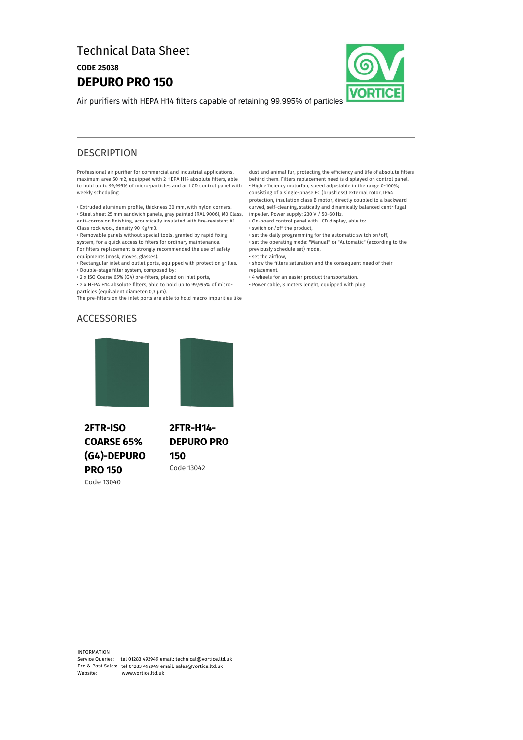# Technical Data Sheet

**CODE 25038**

## DEPURO PRO 150

Air purifiers with HEPA H14 filters capable of retaining 99.995% of particles

## DESCRIPTION

Professional air purifier for commercial and industrial applications, maximum area 50 m2, equipped with 2 HEPA H14 absolute filters, able to hold up to 99,995% of micro-particles and an LCD control panel with weekly scheduling.

• Extruded aluminum profile, thickness 30 mm, with nylon corners.
• Steel sheet 25 mm sandwich panels, gray painted (RAL 9006), M0 Class, anti-corrosion finishing, acoustically insulated with fire-resistant A1 Class rock wool, density 90 Kg/m3.
• Removable panels without special tools, granted by rapid fixing system, for a quick access to filters for ordinary maintenance.
For filters replacement is strongly recommended the use of safety equipments (mask, gloves, glasses).
• Rectangular inlet and outlet ports, equipped with protection grilles.
• Double-stage filter system, composed by:
• 2 x ISO Coarse 65% (G4) pre-filters, placed on inlet ports,
• 2 x HEPA H14 absolute filters, able to hold up to 99,995% of micro-particles (equivalent diameter: 0,3 µm).
The pre-filters on the inlet ports are able to hold macro impurities like dust and animal fur, protecting the efficiency and life of absolute filters behind them. Filters replacement need is displayed on control panel.
• High efficiency motorfan, speed adjustable in the range 0-100%; consisting of a single-phase EC (brushless) external rotor, IP44 protection, insulation class B motor, directly coupled to a backward curved, self-cleaning, statically and dinamically balanced centrifugal impeller. Power supply: 230 V / 50-60 Hz.
• On-board control panel with LCD display, able to:
• switch on/off the product,
• set the daily programming for the automatic switch on/off,
• set the operating mode: "Manual" or "Automatic" (according to the previously schedule set) mode,
• set the airflow,
• show the filters saturation and the consequent need of their replacement.
• 4 wheels for an easier product transportation.
• Power cable, 3 meters lenght, equipped with plug.

## ACCESSORIES

**2FTR-ISO COARSE 65% (G4)-DEPURO PRO 150**
Code 13040

**2FTR-H14-DEPURO PRO 150**
Code 13042

INFORMATION
Service Queries: tel 01283 492949 email: technical@vortice.ltd.uk
Pre & Post Sales: tel 01283 492949 email: sales@vortice.ltd.uk
Website: www.vortice.ltd.uk